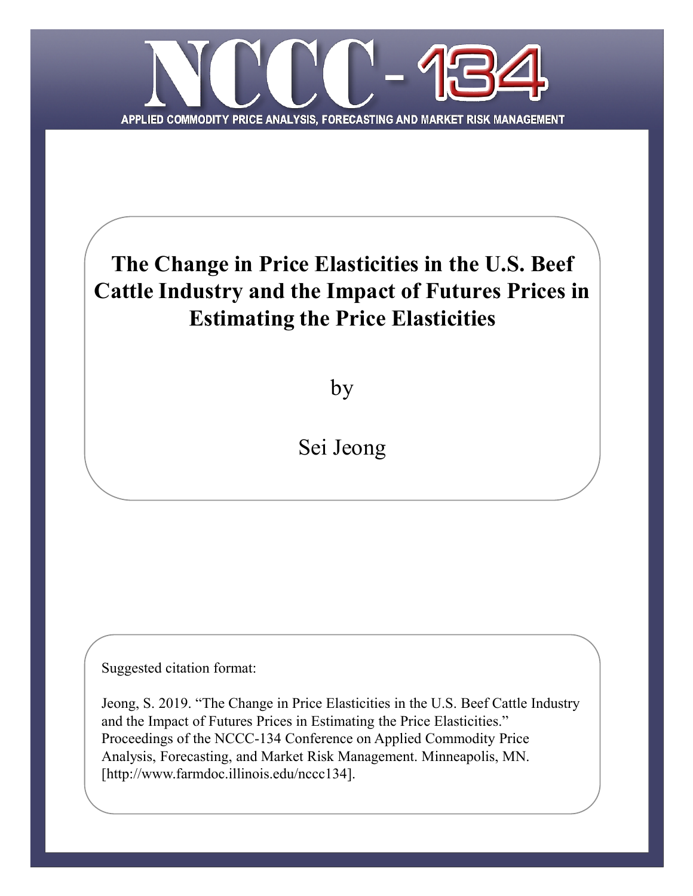# NCCC-134

APPLIED COMMODITY PRICE ANALYSIS, FORECASTING AND MARKET RISK MANAGEMENT

## The Change in Price Elasticities in the U.S. Beef Cattle Industry and the Impact of Futures Prices in Estimating the Price Elasticities

by

Sei Jeong

Suggested citation format:

Jeong, S. 2019. "The Change in Price Elasticities in the U.S. Beef Cattle Industry and the Impact of Futures Prices in Estimating the Price Elasticities." Proceedings of the NCCC-134 Conference on Applied Commodity Price Analysis, Forecasting, and Market Risk Management. Minneapolis, MN. [http://www.farmdoc.illinois.edu/nccc134].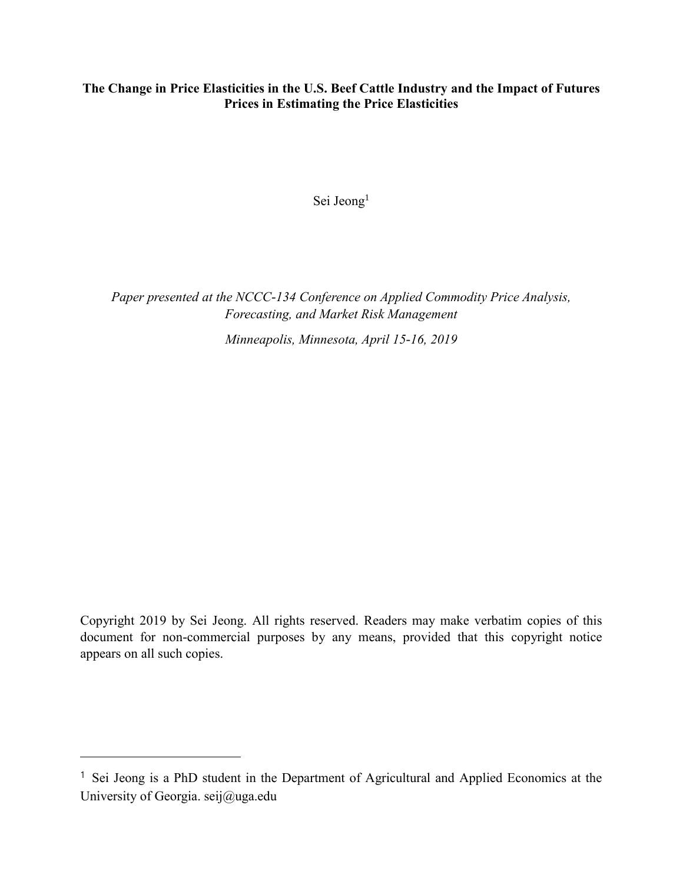**The Change in Price Elasticities in the U.S. Beef Cattle Industry and the Impact of Futures Prices in Estimating the Price Elasticities**

Sei Jeong[1]

*Paper presented at the NCCC-134 Conference on Applied Commodity Price Analysis, Forecasting, and Market Risk Management*

*Minneapolis, Minnesota, April 15-16, 2019*

Copyright 2019 by Sei Jeong. All rights reserved. Readers may make verbatim copies of this document for non-commercial purposes by any means, provided that this copyright notice appears on all such copies.

---

[1] Sei Jeong is a PhD student in the Department of Agricultural and Applied Economics at the University of Georgia. seij@uga.edu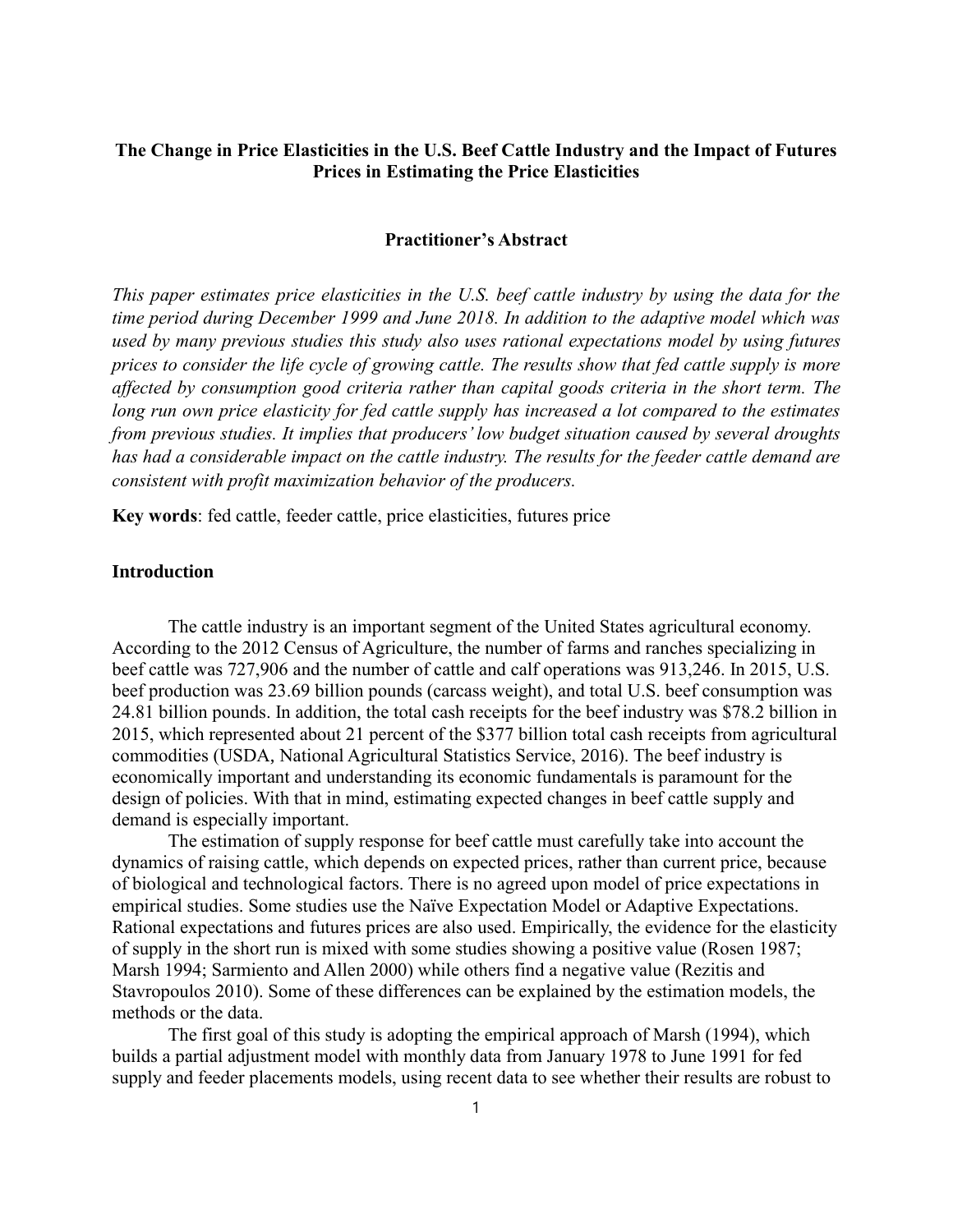**The Change in Price Elasticities in the U.S. Beef Cattle Industry and the Impact of Futures Prices in Estimating the Price Elasticities**

**Practitioner's Abstract**

*This paper estimates price elasticities in the U.S. beef cattle industry by using the data for the time period during December 1999 and June 2018. In addition to the adaptive model which was used by many previous studies this study also uses rational expectations model by using futures prices to consider the life cycle of growing cattle. The results show that fed cattle supply is more affected by consumption good criteria rather than capital goods criteria in the short term. The long run own price elasticity for fed cattle supply has increased a lot compared to the estimates from previous studies. It implies that producers' low budget situation caused by several droughts has had a considerable impact on the cattle industry. The results for the feeder cattle demand are consistent with profit maximization behavior of the producers.*

**Key words**: fed cattle, feeder cattle, price elasticities, futures price

## Introduction

The cattle industry is an important segment of the United States agricultural economy. According to the 2012 Census of Agriculture, the number of farms and ranches specializing in beef cattle was 727,906 and the number of cattle and calf operations was 913,246. In 2015, U.S. beef production was 23.69 billion pounds (carcass weight), and total U.S. beef consumption was 24.81 billion pounds. In addition, the total cash receipts for the beef industry was $78.2 billion in 2015, which represented about 21 percent of the $377 billion total cash receipts from agricultural commodities (USDA, National Agricultural Statistics Service, 2016). The beef industry is economically important and understanding its economic fundamentals is paramount for the design of policies. With that in mind, estimating expected changes in beef cattle supply and demand is especially important.

The estimation of supply response for beef cattle must carefully take into account the dynamics of raising cattle, which depends on expected prices, rather than current price, because of biological and technological factors. There is no agreed upon model of price expectations in empirical studies. Some studies use the Naïve Expectation Model or Adaptive Expectations. Rational expectations and futures prices are also used. Empirically, the evidence for the elasticity of supply in the short run is mixed with some studies showing a positive value (Rosen 1987; Marsh 1994; Sarmiento and Allen 2000) while others find a negative value (Rezitis and Stavropoulos 2010). Some of these differences can be explained by the estimation models, the methods or the data.

The first goal of this study is adopting the empirical approach of Marsh (1994), which builds a partial adjustment model with monthly data from January 1978 to June 1991 for fed supply and feeder placements models, using recent data to see whether their results are robust to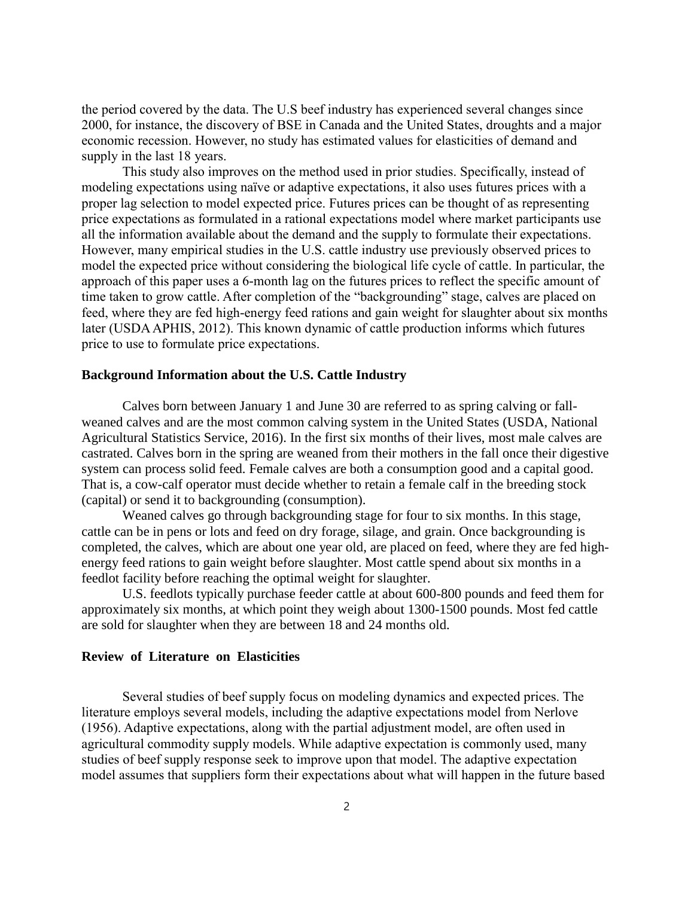the period covered by the data. The U.S beef industry has experienced several changes since 2000, for instance, the discovery of BSE in Canada and the United States, droughts and a major economic recession. However, no study has estimated values for elasticities of demand and supply in the last 18 years.

This study also improves on the method used in prior studies. Specifically, instead of modeling expectations using naïve or adaptive expectations, it also uses futures prices with a proper lag selection to model expected price. Futures prices can be thought of as representing price expectations as formulated in a rational expectations model where market participants use all the information available about the demand and the supply to formulate their expectations. However, many empirical studies in the U.S. cattle industry use previously observed prices to model the expected price without considering the biological life cycle of cattle. In particular, the approach of this paper uses a 6-month lag on the futures prices to reflect the specific amount of time taken to grow cattle. After completion of the "backgrounding" stage, calves are placed on feed, where they are fed high-energy feed rations and gain weight for slaughter about six months later (USDA APHIS, 2012). This known dynamic of cattle production informs which futures price to use to formulate price expectations.

## Background Information about the U.S. Cattle Industry

Calves born between January 1 and June 30 are referred to as spring calving or fall-weaned calves and are the most common calving system in the United States (USDA, National Agricultural Statistics Service, 2016). In the first six months of their lives, most male calves are castrated. Calves born in the spring are weaned from their mothers in the fall once their digestive system can process solid feed. Female calves are both a consumption good and a capital good. That is, a cow-calf operator must decide whether to retain a female calf in the breeding stock (capital) or send it to backgrounding (consumption).

Weaned calves go through backgrounding stage for four to six months. In this stage, cattle can be in pens or lots and feed on dry forage, silage, and grain. Once backgrounding is completed, the calves, which are about one year old, are placed on feed, where they are fed high-energy feed rations to gain weight before slaughter. Most cattle spend about six months in a feedlot facility before reaching the optimal weight for slaughter.

U.S. feedlots typically purchase feeder cattle at about 600-800 pounds and feed them for approximately six months, at which point they weigh about 1300-1500 pounds. Most fed cattle are sold for slaughter when they are between 18 and 24 months old.

## Review of Literature on Elasticities

Several studies of beef supply focus on modeling dynamics and expected prices. The literature employs several models, including the adaptive expectations model from Nerlove (1956). Adaptive expectations, along with the partial adjustment model, are often used in agricultural commodity supply models. While adaptive expectation is commonly used, many studies of beef supply response seek to improve upon that model. The adaptive expectation model assumes that suppliers form their expectations about what will happen in the future based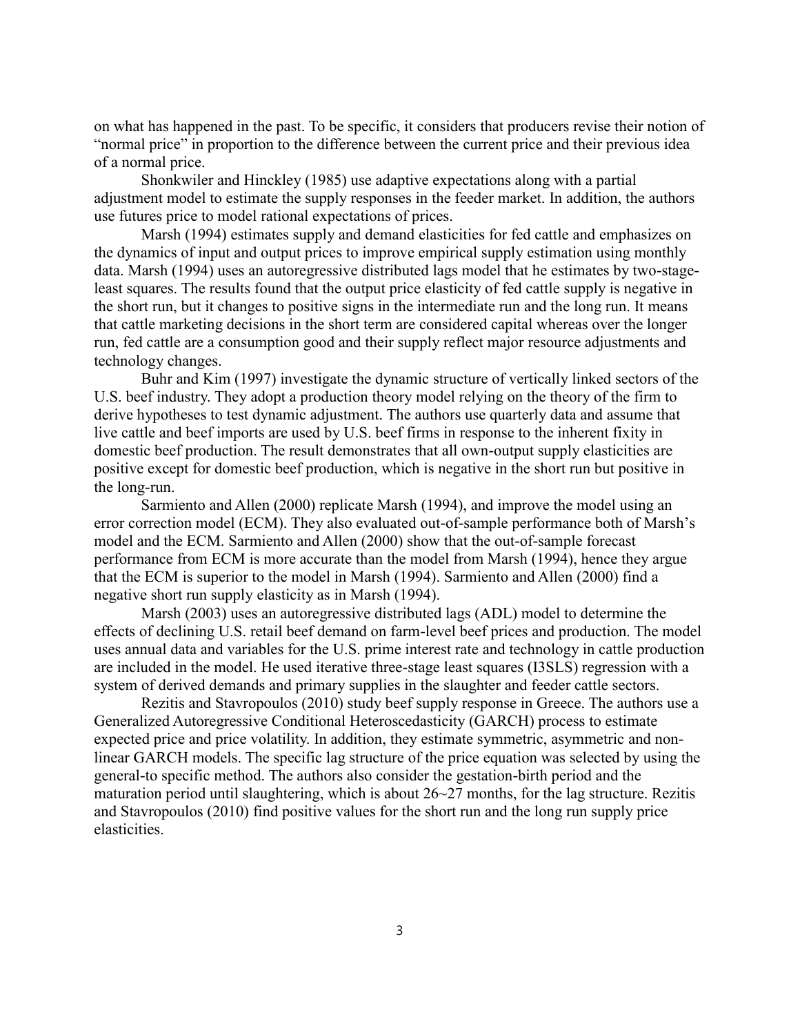on what has happened in the past. To be specific, it considers that producers revise their notion of "normal price" in proportion to the difference between the current price and their previous idea of a normal price.

Shonkwiler and Hinckley (1985) use adaptive expectations along with a partial adjustment model to estimate the supply responses in the feeder market. In addition, the authors use futures price to model rational expectations of prices.

Marsh (1994) estimates supply and demand elasticities for fed cattle and emphasizes on the dynamics of input and output prices to improve empirical supply estimation using monthly data. Marsh (1994) uses an autoregressive distributed lags model that he estimates by two-stage-least squares. The results found that the output price elasticity of fed cattle supply is negative in the short run, but it changes to positive signs in the intermediate run and the long run. It means that cattle marketing decisions in the short term are considered capital whereas over the longer run, fed cattle are a consumption good and their supply reflect major resource adjustments and technology changes.

Buhr and Kim (1997) investigate the dynamic structure of vertically linked sectors of the U.S. beef industry. They adopt a production theory model relying on the theory of the firm to derive hypotheses to test dynamic adjustment. The authors use quarterly data and assume that live cattle and beef imports are used by U.S. beef firms in response to the inherent fixity in domestic beef production. The result demonstrates that all own-output supply elasticities are positive except for domestic beef production, which is negative in the short run but positive in the long-run.

Sarmiento and Allen (2000) replicate Marsh (1994), and improve the model using an error correction model (ECM). They also evaluated out-of-sample performance both of Marsh's model and the ECM. Sarmiento and Allen (2000) show that the out-of-sample forecast performance from ECM is more accurate than the model from Marsh (1994), hence they argue that the ECM is superior to the model in Marsh (1994). Sarmiento and Allen (2000) find a negative short run supply elasticity as in Marsh (1994).

Marsh (2003) uses an autoregressive distributed lags (ADL) model to determine the effects of declining U.S. retail beef demand on farm-level beef prices and production. The model uses annual data and variables for the U.S. prime interest rate and technology in cattle production are included in the model. He used iterative three-stage least squares (I3SLS) regression with a system of derived demands and primary supplies in the slaughter and feeder cattle sectors.

Rezitis and Stavropoulos (2010) study beef supply response in Greece. The authors use a Generalized Autoregressive Conditional Heteroscedasticity (GARCH) process to estimate expected price and price volatility. In addition, they estimate symmetric, asymmetric and non-linear GARCH models. The specific lag structure of the price equation was selected by using the general-to specific method. The authors also consider the gestation-birth period and the maturation period until slaughtering, which is about 26~27 months, for the lag structure. Rezitis and Stavropoulos (2010) find positive values for the short run and the long run supply price elasticities.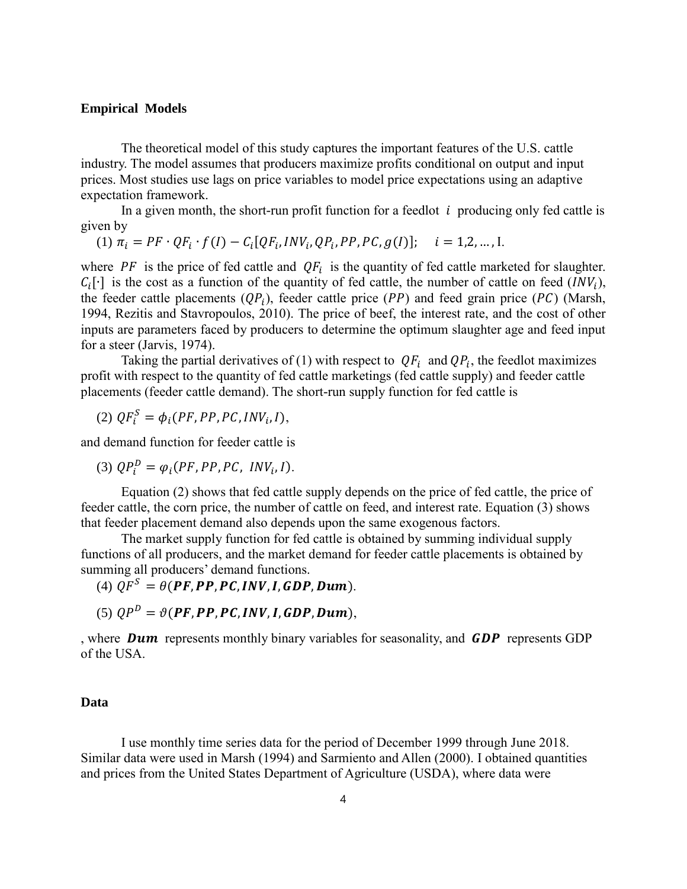**Empirical Models**

The theoretical model of this study captures the important features of the U.S. cattle industry. The model assumes that producers maximize profits conditional on output and input prices. Most studies use lags on price variables to model price expectations using an adaptive expectation framework.

In a given month, the short-run profit function for a feedlot $i$ producing only fed cattle is given by

(1) $\pi_i = PF \cdot QF_i \cdot f(I) - C_i[QF_i, INV_i, QP_i, PP, PC, g(I)]; \quad i = 1,2, \ldots, \mathrm{I}.$

where $PF$ is the price of fed cattle and $QF_i$ is the quantity of fed cattle marketed for slaughter. $C_i[\cdot]$ is the cost as a function of the quantity of fed cattle, the number of cattle on feed ($INV_i$), the feeder cattle placements ($QP_i$), feeder cattle price ($PP$) and feed grain price ($PC$) (Marsh, 1994, Rezitis and Stavropoulos, 2010). The price of beef, the interest rate, and the cost of other inputs are parameters faced by producers to determine the optimum slaughter age and feed input for a steer (Jarvis, 1974).

Taking the partial derivatives of (1) with respect to $QF_i$ and $QP_i$, the feedlot maximizes profit with respect to the quantity of fed cattle marketings (fed cattle supply) and feeder cattle placements (feeder cattle demand). The short-run supply function for fed cattle is

(2) $QF_i^S = \phi_i(PF, PP, PC, INV_i, I),$

and demand function for feeder cattle is

(3) $QP_i^D = \varphi_i(PF, PP, PC, \; INV_i, I).$

Equation (2) shows that fed cattle supply depends on the price of fed cattle, the price of feeder cattle, the corn price, the number of cattle on feed, and interest rate. Equation (3) shows that feeder placement demand also depends upon the same exogenous factors.

The market supply function for fed cattle is obtained by summing individual supply functions of all producers, and the market demand for feeder cattle placements is obtained by summing all producers' demand functions.

(4) $QF^S = \theta(\boldsymbol{PF}, \boldsymbol{PP}, \boldsymbol{PC}, \boldsymbol{INV}, \boldsymbol{I}, \boldsymbol{GDP}, \boldsymbol{Dum}).$

(5) $QP^D = \vartheta(\boldsymbol{PF}, \boldsymbol{PP}, \boldsymbol{PC}, \boldsymbol{INV}, \boldsymbol{I}, \boldsymbol{GDP}, \boldsymbol{Dum}),$

, where $\boldsymbol{Dum}$ represents monthly binary variables for seasonality, and $\boldsymbol{GDP}$ represents GDP of the USA.

**Data**

I use monthly time series data for the period of December 1999 through June 2018. Similar data were used in Marsh (1994) and Sarmiento and Allen (2000). I obtained quantities and prices from the United States Department of Agriculture (USDA), where data were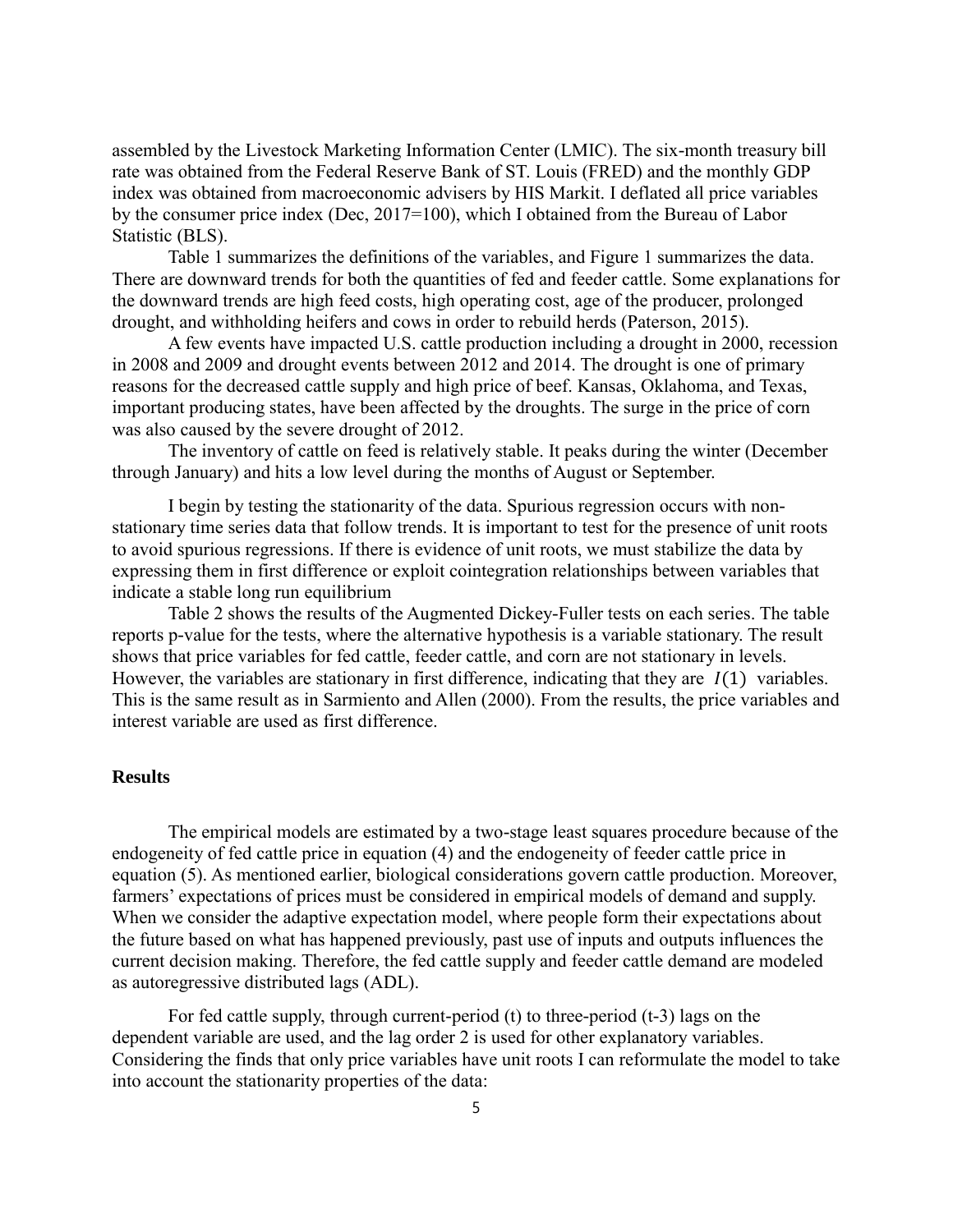assembled by the Livestock Marketing Information Center (LMIC). The six-month treasury bill rate was obtained from the Federal Reserve Bank of ST. Louis (FRED) and the monthly GDP index was obtained from macroeconomic advisers by HIS Markit. I deflated all price variables by the consumer price index (Dec, 2017=100), which I obtained from the Bureau of Labor Statistic (BLS).

Table 1 summarizes the definitions of the variables, and Figure 1 summarizes the data. There are downward trends for both the quantities of fed and feeder cattle. Some explanations for the downward trends are high feed costs, high operating cost, age of the producer, prolonged drought, and withholding heifers and cows in order to rebuild herds (Paterson, 2015).

A few events have impacted U.S. cattle production including a drought in 2000, recession in 2008 and 2009 and drought events between 2012 and 2014. The drought is one of primary reasons for the decreased cattle supply and high price of beef. Kansas, Oklahoma, and Texas, important producing states, have been affected by the droughts. The surge in the price of corn was also caused by the severe drought of 2012.

The inventory of cattle on feed is relatively stable. It peaks during the winter (December through January) and hits a low level during the months of August or September.

I begin by testing the stationarity of the data. Spurious regression occurs with non-stationary time series data that follow trends. It is important to test for the presence of unit roots to avoid spurious regressions. If there is evidence of unit roots, we must stabilize the data by expressing them in first difference or exploit cointegration relationships between variables that indicate a stable long run equilibrium

Table 2 shows the results of the Augmented Dickey-Fuller tests on each series. The table reports p-value for the tests, where the alternative hypothesis is a variable stationary. The result shows that price variables for fed cattle, feeder cattle, and corn are not stationary in levels. However, the variables are stationary in first difference, indicating that they are $I(1)$ variables. This is the same result as in Sarmiento and Allen (2000). From the results, the price variables and interest variable are used as first difference.

## Results

The empirical models are estimated by a two-stage least squares procedure because of the endogeneity of fed cattle price in equation (4) and the endogeneity of feeder cattle price in equation (5). As mentioned earlier, biological considerations govern cattle production. Moreover, farmers' expectations of prices must be considered in empirical models of demand and supply. When we consider the adaptive expectation model, where people form their expectations about the future based on what has happened previously, past use of inputs and outputs influences the current decision making. Therefore, the fed cattle supply and feeder cattle demand are modeled as autoregressive distributed lags (ADL).

For fed cattle supply, through current-period (t) to three-period (t-3) lags on the dependent variable are used, and the lag order 2 is used for other explanatory variables. Considering the finds that only price variables have unit roots I can reformulate the model to take into account the stationarity properties of the data: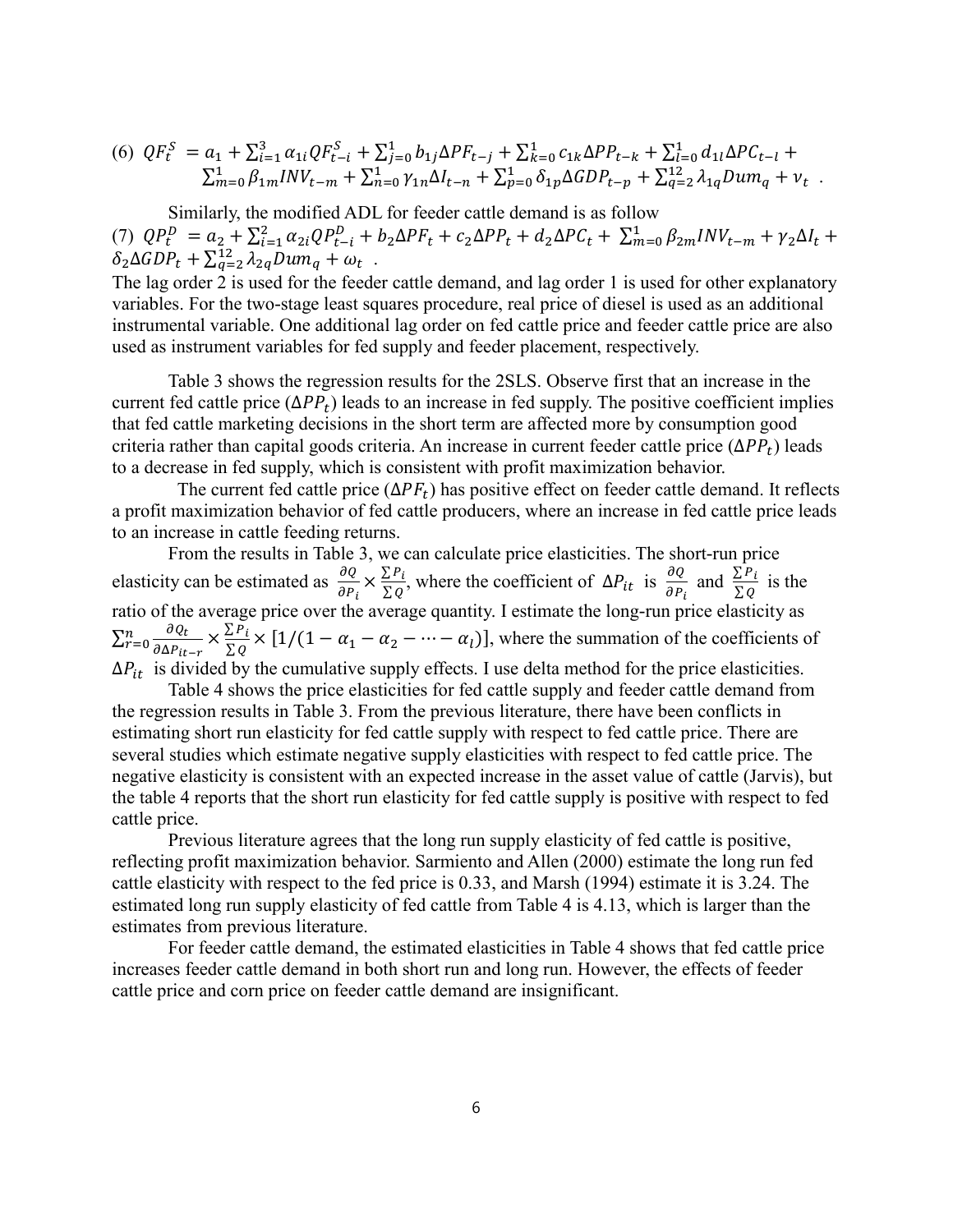$$(6)\ \ QF_t^S = a_1 + \sum_{i=1}^{3} \alpha_{1i} QF_{t-i}^S + \sum_{j=0}^{1} b_{1j} \Delta PF_{t-j} + \sum_{k=0}^{1} c_{1k} \Delta PP_{t-k} + \sum_{l=0}^{1} d_{1l} \Delta PC_{t-l} + \sum_{m=0}^{1} \beta_{1m} INV_{t-m} + \sum_{n=0}^{1} \gamma_{1n} \Delta I_{t-n} + \sum_{p=0}^{1} \delta_{1p} \Delta GDP_{t-p} + \sum_{q=2}^{12} \lambda_{1q} Dum_q + \nu_t \ .$$

Similarly, the modified ADL for feeder cattle demand is as follow

$$(7)\ \ QP_t^D = a_2 + \sum_{i=1}^{2} \alpha_{2i} QP_{t-i}^D + b_2 \Delta PF_t + c_2 \Delta PP_t + d_2 \Delta PC_t + \sum_{m=0}^{1} \beta_{2m} INV_{t-m} + \gamma_2 \Delta I_t + \delta_2 \Delta GDP_t + \sum_{q=2}^{12} \lambda_{2q} Dum_q + \omega_t \ .$$

The lag order 2 is used for the feeder cattle demand, and lag order 1 is used for other explanatory variables. For the two-stage least squares procedure, real price of diesel is used as an additional instrumental variable. One additional lag order on fed cattle price and feeder cattle price are also used as instrument variables for fed supply and feeder placement, respectively.

Table 3 shows the regression results for the 2SLS. Observe first that an increase in the current fed cattle price ($\Delta PP_t$) leads to an increase in fed supply. The positive coefficient implies that fed cattle marketing decisions in the short term are affected more by consumption good criteria rather than capital goods criteria. An increase in current feeder cattle price ($\Delta PP_t$) leads to a decrease in fed supply, which is consistent with profit maximization behavior.

The current fed cattle price ($\Delta PF_t$) has positive effect on feeder cattle demand. It reflects a profit maximization behavior of fed cattle producers, where an increase in fed cattle price leads to an increase in cattle feeding returns.

From the results in Table 3, we can calculate price elasticities. The short-run price elasticity can be estimated as $\frac{\partial Q}{\partial P_i} \times \frac{\sum P_i}{\sum Q}$, where the coefficient of $\Delta P_{it}$ is $\frac{\partial Q}{\partial P_i}$ and $\frac{\sum P_i}{\sum Q}$ is the ratio of the average price over the average quantity. I estimate the long-run price elasticity as $\sum_{r=0}^{n} \frac{\partial Q_t}{\partial \Delta P_{it-r}} \times \frac{\sum P_i}{\sum Q} \times [1/(1-\alpha_1-\alpha_2-\cdots-\alpha_l)]$, where the summation of the coefficients of $\Delta P_{it}$ is divided by the cumulative supply effects. I use delta method for the price elasticities.

Table 4 shows the price elasticities for fed cattle supply and feeder cattle demand from the regression results in Table 3. From the previous literature, there have been conflicts in estimating short run elasticity for fed cattle supply with respect to fed cattle price. There are several studies which estimate negative supply elasticities with respect to fed cattle price. The negative elasticity is consistent with an expected increase in the asset value of cattle (Jarvis), but the table 4 reports that the short run elasticity for fed cattle supply is positive with respect to fed cattle price.

Previous literature agrees that the long run supply elasticity of fed cattle is positive, reflecting profit maximization behavior. Sarmiento and Allen (2000) estimate the long run fed cattle elasticity with respect to the fed price is 0.33, and Marsh (1994) estimate it is 3.24. The estimated long run supply elasticity of fed cattle from Table 4 is 4.13, which is larger than the estimates from previous literature.

For feeder cattle demand, the estimated elasticities in Table 4 shows that fed cattle price increases feeder cattle demand in both short run and long run. However, the effects of feeder cattle price and corn price on feeder cattle demand are insignificant.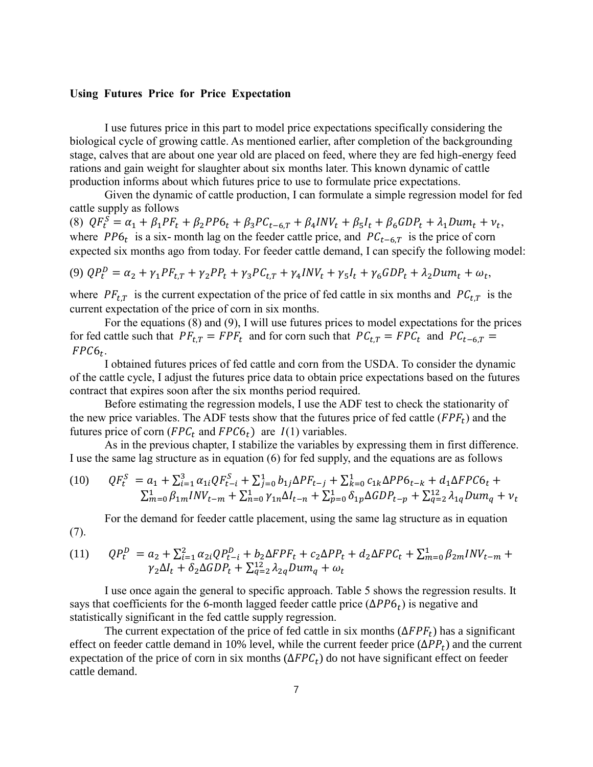**Using Futures Price for Price Expectation**

I use futures price in this part to model price expectations specifically considering the biological cycle of growing cattle. As mentioned earlier, after completion of the backgrounding stage, calves that are about one year old are placed on feed, where they are fed high-energy feed rations and gain weight for slaughter about six months later. This known dynamic of cattle production informs about which futures price to use to formulate price expectations.

Given the dynamic of cattle production, I can formulate a simple regression model for fed cattle supply as follows

(8) $QF_t^S = \alpha_1 + \beta_1 PF_t + \beta_2 PP6_t + \beta_3 PC_{t-6,T} + \beta_4 INV_t + \beta_5 I_t + \beta_6 GDP_t + \lambda_1 Dum_t + \nu_t$,

where $PP6_t$ is a six- month lag on the feeder cattle price, and $PC_{t-6,T}$ is the price of corn expected six months ago from today. For feeder cattle demand, I can specify the following model:

(9) $QP_t^D = \alpha_2 + \gamma_1 PF_{t,T} + \gamma_2 PP_t + \gamma_3 PC_{t,T} + \gamma_4 INV_t + \gamma_5 I_t + \gamma_6 GDP_t + \lambda_2 Dum_t + \omega_t$,

where $PF_{t,T}$ is the current expectation of the price of fed cattle in six months and $PC_{t,T}$ is the current expectation of the price of corn in six months.

For the equations (8) and (9), I will use futures prices to model expectations for the prices for fed cattle such that $PF_{t,T} = FPF_t$ and for corn such that $PC_{t,T} = FPC_t$ and $PC_{t-6,T} = FPC6_t$.

I obtained futures prices of fed cattle and corn from the USDA. To consider the dynamic of the cattle cycle, I adjust the futures price data to obtain price expectations based on the futures contract that expires soon after the six months period required.

Before estimating the regression models, I use the ADF test to check the stationarity of the new price variables. The ADF tests show that the futures price of fed cattle ($FPF_t$) and the futures price of corn ($FPC_t$ and $FPC6_t$) are $I(1)$ variables.

As in the previous chapter, I stabilize the variables by expressing them in first difference. I use the same lag structure as in equation (6) for fed supply, and the equations are as follows

$$(10) \quad QF_t^S = a_1 + \sum_{i=1}^{3} \alpha_{1i} QF_{t-i}^S + \sum_{j=0}^{1} b_{1j} \Delta PF_{t-j} + \sum_{k=0}^{1} c_{1k} \Delta PP6_{t-k} + d_1 \Delta FPC6_t + \sum_{m=0}^{1} \beta_{1m} INV_{t-m} + \sum_{n=0}^{1} \gamma_{1n} \Delta I_{t-n} + \sum_{p=0}^{1} \delta_{1p} \Delta GDP_{t-p} + \sum_{q=2}^{12} \lambda_{1q} Dum_q + \nu_t$$

For the demand for feeder cattle placement, using the same lag structure as in equation (7).

$$(11) \quad QP_t^D = a_2 + \sum_{i=1}^{2} \alpha_{2i} QP_{t-i}^D + b_2 \Delta FPF_t + c_2 \Delta PP_t + d_2 \Delta FPC_t + \sum_{m=0}^{1} \beta_{2m} INV_{t-m} + \gamma_2 \Delta I_t + \delta_2 \Delta GDP_t + \sum_{q=2}^{12} \lambda_{2q} Dum_q + \omega_t$$

I use once again the general to specific approach. Table 5 shows the regression results. It says that coefficients for the 6-month lagged feeder cattle price ($\Delta PP6_t$) is negative and statistically significant in the fed cattle supply regression.

The current expectation of the price of fed cattle in six months ($\Delta FPF_t$) has a significant effect on feeder cattle demand in 10% level, while the current feeder price ($\Delta PP_t$) and the current expectation of the price of corn in six months ($\Delta FPC_t$) do not have significant effect on feeder cattle demand.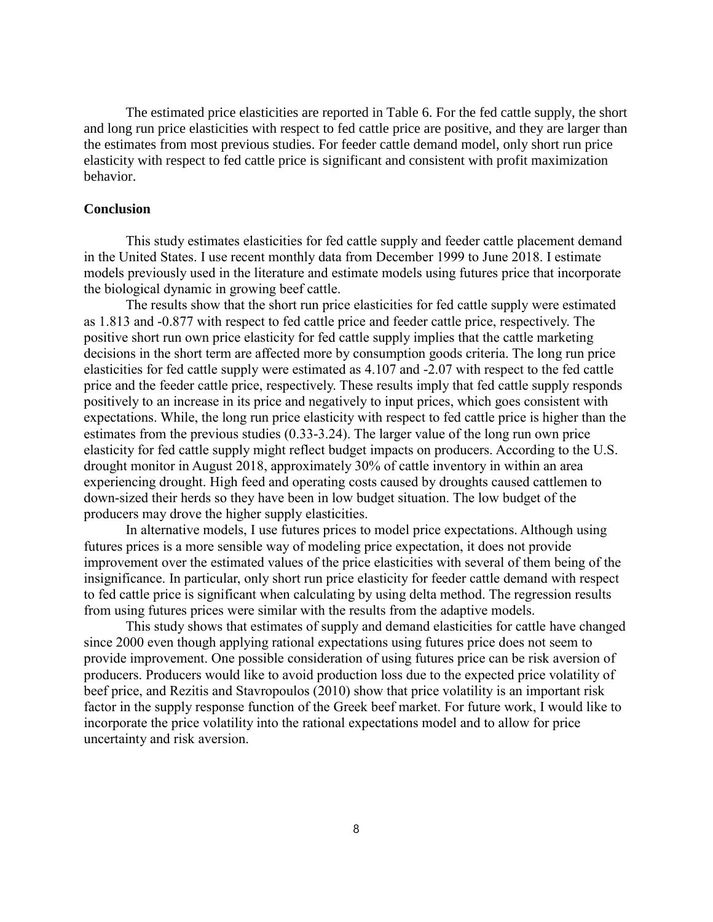The estimated price elasticities are reported in Table 6. For the fed cattle supply, the short and long run price elasticities with respect to fed cattle price are positive, and they are larger than the estimates from most previous studies. For feeder cattle demand model, only short run price elasticity with respect to fed cattle price is significant and consistent with profit maximization behavior.

## Conclusion

This study estimates elasticities for fed cattle supply and feeder cattle placement demand in the United States. I use recent monthly data from December 1999 to June 2018. I estimate models previously used in the literature and estimate models using futures price that incorporate the biological dynamic in growing beef cattle.

The results show that the short run price elasticities for fed cattle supply were estimated as 1.813 and -0.877 with respect to fed cattle price and feeder cattle price, respectively. The positive short run own price elasticity for fed cattle supply implies that the cattle marketing decisions in the short term are affected more by consumption goods criteria. The long run price elasticities for fed cattle supply were estimated as 4.107 and -2.07 with respect to the fed cattle price and the feeder cattle price, respectively. These results imply that fed cattle supply responds positively to an increase in its price and negatively to input prices, which goes consistent with expectations. While, the long run price elasticity with respect to fed cattle price is higher than the estimates from the previous studies (0.33-3.24). The larger value of the long run own price elasticity for fed cattle supply might reflect budget impacts on producers. According to the U.S. drought monitor in August 2018, approximately 30% of cattle inventory in within an area experiencing drought. High feed and operating costs caused by droughts caused cattlemen to down-sized their herds so they have been in low budget situation. The low budget of the producers may drove the higher supply elasticities.

In alternative models, I use futures prices to model price expectations. Although using futures prices is a more sensible way of modeling price expectation, it does not provide improvement over the estimated values of the price elasticities with several of them being of the insignificance. In particular, only short run price elasticity for feeder cattle demand with respect to fed cattle price is significant when calculating by using delta method. The regression results from using futures prices were similar with the results from the adaptive models.

This study shows that estimates of supply and demand elasticities for cattle have changed since 2000 even though applying rational expectations using futures price does not seem to provide improvement. One possible consideration of using futures price can be risk aversion of producers. Producers would like to avoid production loss due to the expected price volatility of beef price, and Rezitis and Stavropoulos (2010) show that price volatility is an important risk factor in the supply response function of the Greek beef market. For future work, I would like to incorporate the price volatility into the rational expectations model and to allow for price uncertainty and risk aversion.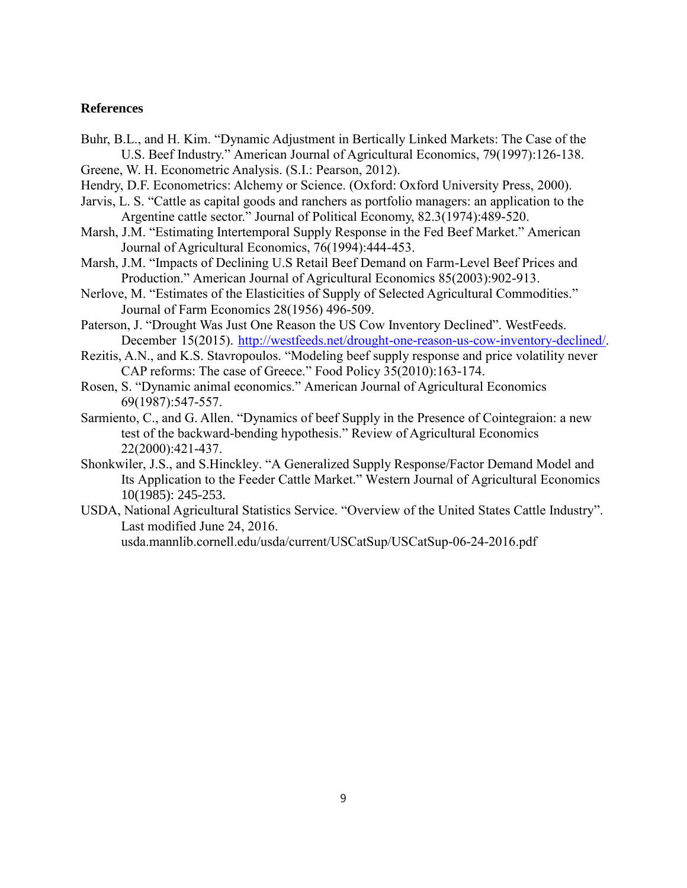**References**

Buhr, B.L., and H. Kim. "Dynamic Adjustment in Bertically Linked Markets: The Case of the U.S. Beef Industry." American Journal of Agricultural Economics, 79(1997):126-138.

Greene, W. H. Econometric Analysis. (S.I.: Pearson, 2012).

Hendry, D.F. Econometrics: Alchemy or Science. (Oxford: Oxford University Press, 2000).

Jarvis, L. S. "Cattle as capital goods and ranchers as portfolio managers: an application to the Argentine cattle sector." Journal of Political Economy, 82.3(1974):489-520.

Marsh, J.M. "Estimating Intertemporal Supply Response in the Fed Beef Market." American Journal of Agricultural Economics, 76(1994):444-453.

Marsh, J.M. "Impacts of Declining U.S Retail Beef Demand on Farm-Level Beef Prices and Production." American Journal of Agricultural Economics 85(2003):902-913.

Nerlove, M. "Estimates of the Elasticities of Supply of Selected Agricultural Commodities." Journal of Farm Economics 28(1956) 496-509.

Paterson, J. "Drought Was Just One Reason the US Cow Inventory Declined". WestFeeds. December 15(2015). http://westfeeds.net/drought-one-reason-us-cow-inventory-declined/.

Rezitis, A.N., and K.S. Stavropoulos. "Modeling beef supply response and price volatility never CAP reforms: The case of Greece." Food Policy 35(2010):163-174.

Rosen, S. "Dynamic animal economics." American Journal of Agricultural Economics 69(1987):547-557.

Sarmiento, C., and G. Allen. "Dynamics of beef Supply in the Presence of Cointegraion: a new test of the backward-bending hypothesis." Review of Agricultural Economics 22(2000):421-437.

Shonkwiler, J.S., and S.Hinckley. "A Generalized Supply Response/Factor Demand Model and Its Application to the Feeder Cattle Market." Western Journal of Agricultural Economics 10(1985): 245-253.

USDA, National Agricultural Statistics Service. "Overview of the United States Cattle Industry". Last modified June 24, 2016. usda.mannlib.cornell.edu/usda/current/USCatSup/USCatSup-06-24-2016.pdf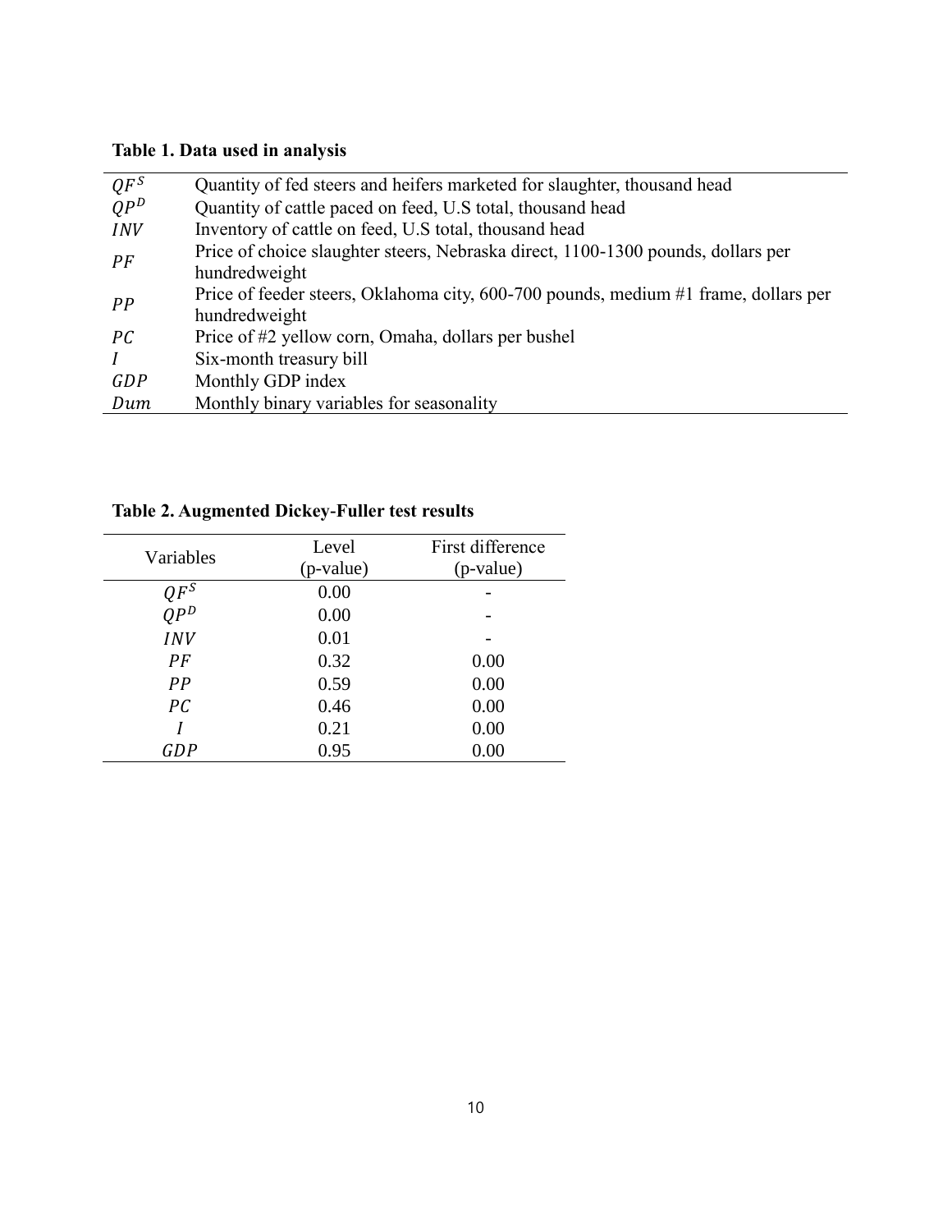**Table 1. Data used in analysis**

| | |
|---|---|
| $QF^S$ | Quantity of fed steers and heifers marketed for slaughter, thousand head |
| $QP^D$ | Quantity of cattle paced on feed, U.S total, thousand head |
| $INV$ | Inventory of cattle on feed, U.S total, thousand head |
| $PF$ | Price of choice slaughter steers, Nebraska direct, 1100-1300 pounds, dollars per hundredweight |
| $PP$ | Price of feeder steers, Oklahoma city, 600-700 pounds, medium #1 frame, dollars per hundredweight |
| $PC$ | Price of #2 yellow corn, Omaha, dollars per bushel |
| $I$ | Six-month treasury bill |
| $GDP$ | Monthly GDP index |
| $Dum$ | Monthly binary variables for seasonality |

**Table 2. Augmented Dickey-Fuller test results**

| Variables | Level (p-value) | First difference (p-value) |
|---|---|---|
| $QF^S$ | 0.00 | - |
| $QP^D$ | 0.00 | - |
| $INV$ | 0.01 | - |
| $PF$ | 0.32 | 0.00 |
| $PP$ | 0.59 | 0.00 |
| $PC$ | 0.46 | 0.00 |
| $I$ | 0.21 | 0.00 |
| $GDP$ | 0.95 | 0.00 |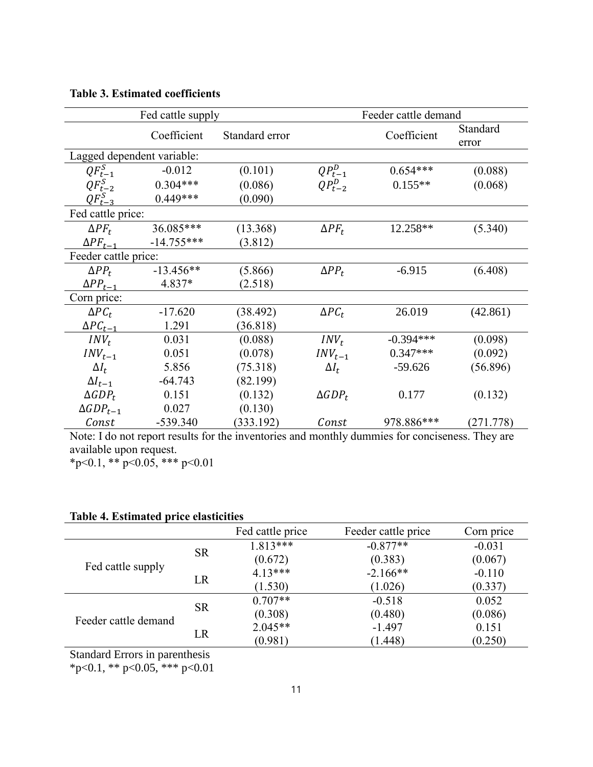**Table 3. Estimated coefficients**

| Fed cattle supply | | | Feeder cattle demand | | |
|---|---|---|---|---|---|
| | Coefficient | Standard error | | Coefficient | Standard error |
| Lagged dependent variable: | | | | | |
| $QF^S_{t-1}$ | -0.012 | (0.101) | $QP^D_{t-1}$ | 0.654*** | (0.088) |
| $QF^S_{t-2}$ | 0.304*** | (0.086) | $QP^D_{t-2}$ | 0.155** | (0.068) |
| $QF^S_{t-3}$ | 0.449*** | (0.090) | | | |
| Fed cattle price: | | | | | |
| $\Delta PF_t$ | 36.085*** | (13.368) | $\Delta PF_t$ | 12.258** | (5.340) |
| $\Delta PF_{t-1}$ | -14.755*** | (3.812) | | | |
| Feeder cattle price: | | | | | |
| $\Delta PP_t$ | -13.456** | (5.866) | $\Delta PP_t$ | -6.915 | (6.408) |
| $\Delta PP_{t-1}$ | 4.837* | (2.518) | | | |
| Corn price: | | | | | |
| $\Delta PC_t$ | -17.620 | (38.492) | $\Delta PC_t$ | 26.019 | (42.861) |
| $\Delta PC_{t-1}$ | 1.291 | (36.818) | | | |
| $INV_t$ | 0.031 | (0.088) | $INV_t$ | -0.394*** | (0.098) |
| $INV_{t-1}$ | 0.051 | (0.078) | $INV_{t-1}$ | 0.347*** | (0.092) |
| $\Delta I_t$ | 5.856 | (75.318) | $\Delta I_t$ | -59.626 | (56.896) |
| $\Delta I_{t-1}$ | -64.743 | (82.199) | | | |
| $\Delta GDP_t$ | 0.151 | (0.132) | $\Delta GDP_t$ | 0.177 | (0.132) |
| $\Delta GDP_{t-1}$ | 0.027 | (0.130) | | | |
| $Const$ | -539.340 | (333.192) | $Const$ | 978.886*** | (271.778) |

Note: I do not report results for the inventories and monthly dummies for conciseness. They are available upon request.
*p<0.1, ** p<0.05, *** p<0.01

**Table 4. Estimated price elasticities**

| | | Fed cattle price | Feeder cattle price | Corn price |
|---|---|---|---|---|
| Fed cattle supply | SR | 1.813*** | -0.877** | -0.031 |
| | | (0.672) | (0.383) | (0.067) |
| | LR | 4.13*** | -2.166** | -0.110 |
| | | (1.530) | (1.026) | (0.337) |
| Feeder cattle demand | SR | 0.707** | -0.518 | 0.052 |
| | | (0.308) | (0.480) | (0.086) |
| | LR | 2.045** | -1.497 | 0.151 |
| | | (0.981) | (1.448) | (0.250) |

Standard Errors in parenthesis
*p<0.1, ** p<0.05, *** p<0.01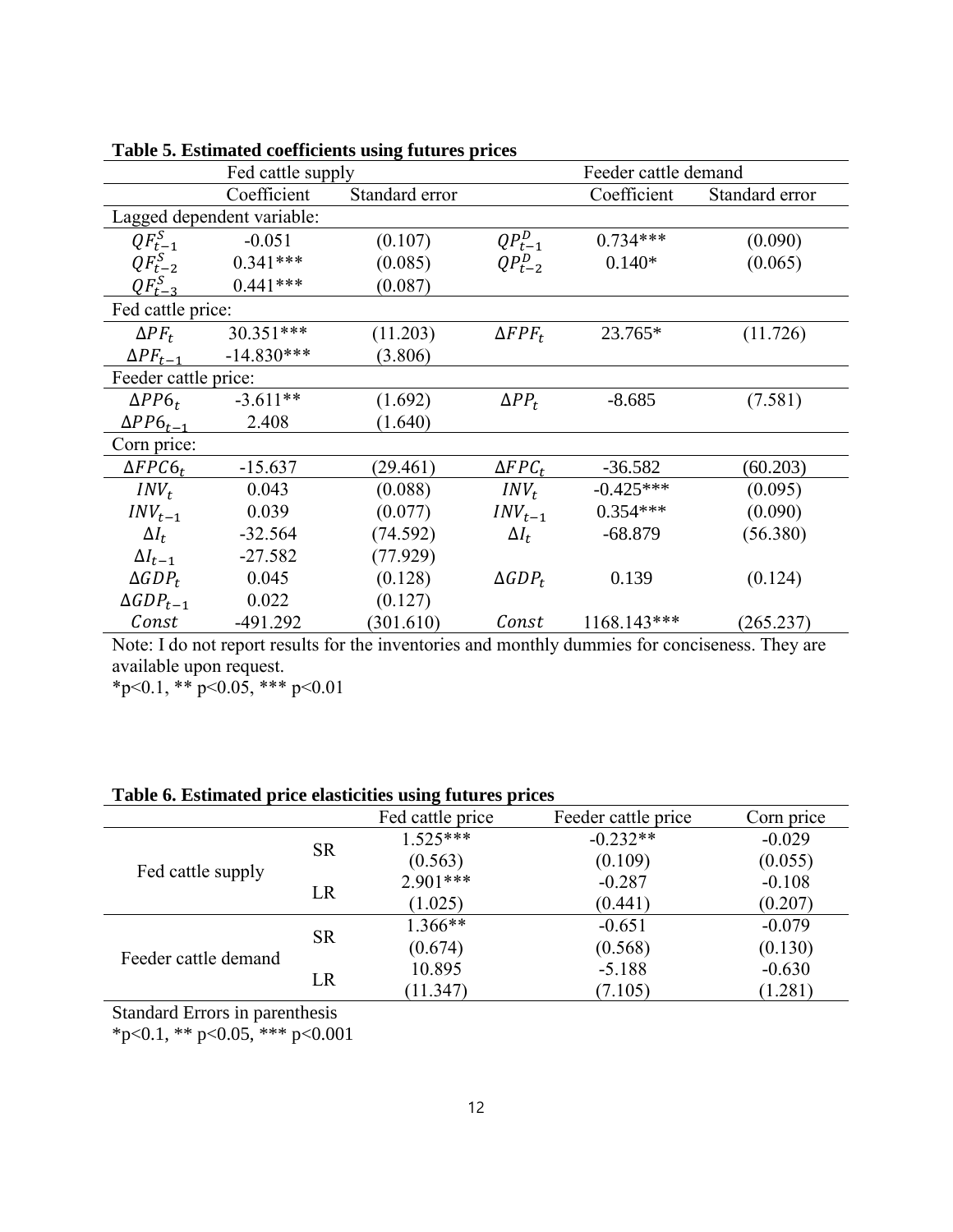**Table 5. Estimated coefficients using futures prices**

| | Fed cattle supply | | | Feeder cattle demand | |
|---|---|---|---|---|---|
| | Coefficient | Standard error | | Coefficient | Standard error |
| Lagged dependent variable: | | | | | |
| $QF^S_{t-1}$ | -0.051 | (0.107) | $QP^D_{t-1}$ | 0.734*** | (0.090) |
| $QF^S_{t-2}$ | 0.341*** | (0.085) | $QP^D_{t-2}$ | 0.140* | (0.065) |
| $QF^S_{t-3}$ | 0.441*** | (0.087) | | | |
| Fed cattle price: | | | | | |
| $\Delta PF_t$ | 30.351*** | (11.203) | $\Delta FPF_t$ | 23.765* | (11.726) |
| $\Delta PF_{t-1}$ | -14.830*** | (3.806) | | | |
| Feeder cattle price: | | | | | |
| $\Delta PP6_t$ | -3.611** | (1.692) | $\Delta PP_t$ | -8.685 | (7.581) |
| $\Delta PP6_{t-1}$ | 2.408 | (1.640) | | | |
| Corn price: | | | | | |
| $\Delta FPC6_t$ | -15.637 | (29.461) | $\Delta FPC_t$ | -36.582 | (60.203) |
| $INV_t$ | 0.043 | (0.088) | $INV_t$ | -0.425*** | (0.095) |
| $INV_{t-1}$ | 0.039 | (0.077) | $INV_{t-1}$ | 0.354*** | (0.090) |
| $\Delta I_t$ | -32.564 | (74.592) | $\Delta I_t$ | -68.879 | (56.380) |
| $\Delta I_{t-1}$ | -27.582 | (77.929) | | | |
| $\Delta GDP_t$ | 0.045 | (0.128) | $\Delta GDP_t$ | 0.139 | (0.124) |
| $\Delta GDP_{t-1}$ | 0.022 | (0.127) | | | |
| $Const$ | -491.292 | (301.610) | $Const$ | 1168.143*** | (265.237) |

Note: I do not report results for the inventories and monthly dummies for conciseness. They are available upon request.
*p<0.1, ** p<0.05, *** p<0.01

**Table 6. Estimated price elasticities using futures prices**

| | | Fed cattle price | Feeder cattle price | Corn price |
|---|---|---|---|---|
| Fed cattle supply | SR | 1.525*** | -0.232** | -0.029 |
| | | (0.563) | (0.109) | (0.055) |
| | LR | 2.901*** | -0.287 | -0.108 |
| | | (1.025) | (0.441) | (0.207) |
| Feeder cattle demand | SR | 1.366** | -0.651 | -0.079 |
| | | (0.674) | (0.568) | (0.130) |
| | LR | 10.895 | -5.188 | -0.630 |
| | | (11.347) | (7.105) | (1.281) |

Standard Errors in parenthesis
*p<0.1, ** p<0.05, *** p<0.001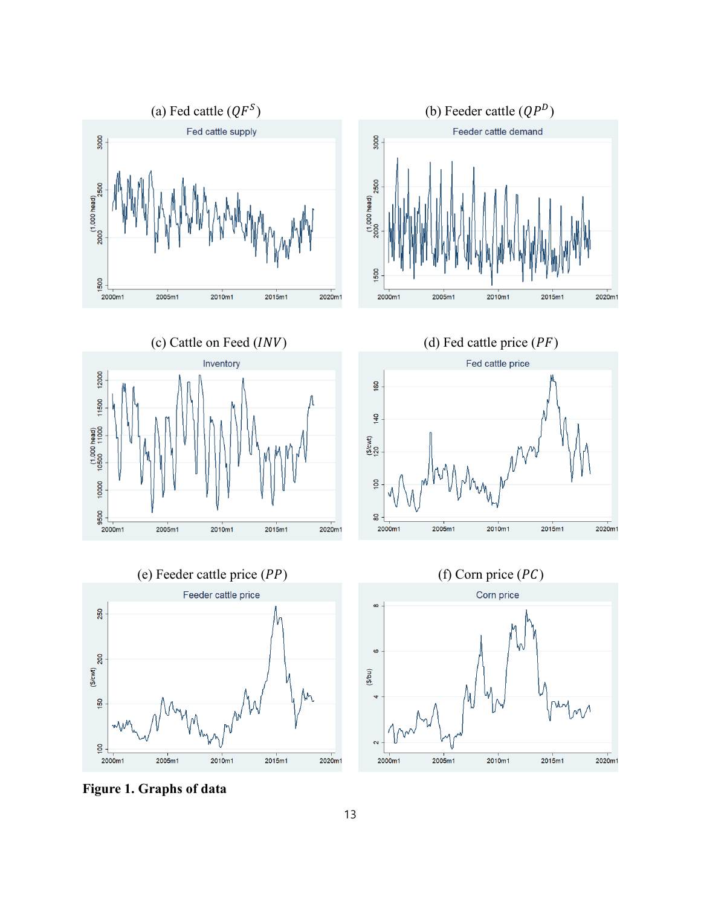(a) Fed cattle ($QF^S$)

Fed cattle supply

(1,000 head)

3000
2500
2000
1500

2000m1 2005m1 2010m1 2015m1 2020m1

(b) Feeder cattle ($QP^D$)

Feeder cattle demand

(1,000 head)

3000
2500
2000
1500

2000m1 2005m1 2010m1 2015m1 2020m1

(c) Cattle on Feed ($INV$)

Inventory

(1,000 head)

12000
11500
11000
10500
10000
9500

2000m1 2005m1 2010m1 2015m1 2020m1

(d) Fed cattle price ($PF$)

Fed cattle price

($/cwt)

160
140
120
100
80

2000m1 2005m1 2010m1 2015m1 2020m1

(e) Feeder cattle price ($PP$)

Feeder cattle price

($/cwt)

250
200
150
100

2000m1 2005m1 2010m1 2015m1 2020m1

(f) Corn price ($PC$)

Corn price

($/bu)

8
6
4
2

2000m1 2005m1 2010m1 2015m1 2020m1

**Figure 1. Graphs of data**